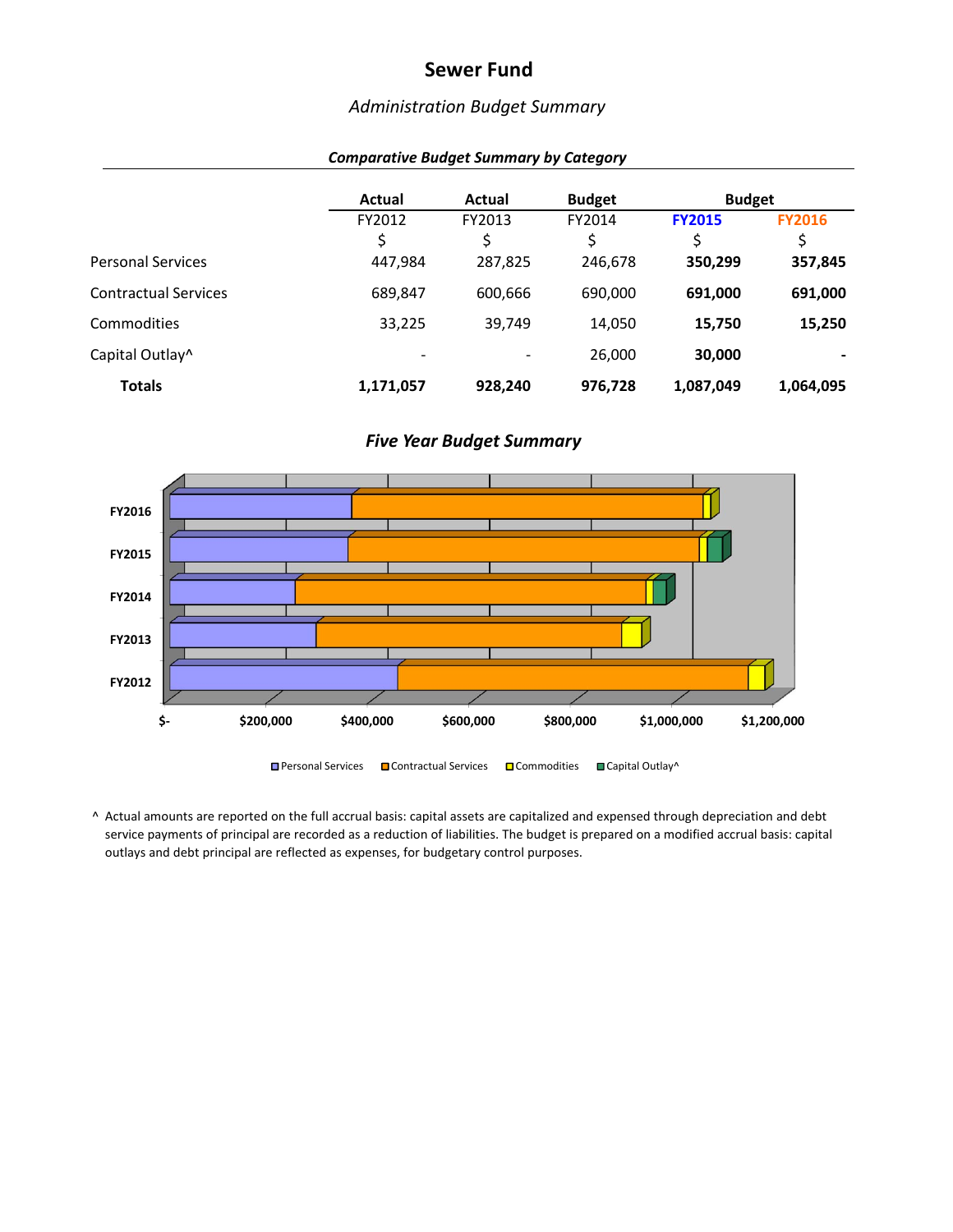# Sewer Fund

## *Administration Budget Summary*

***Comparative Budget Summary by Category***

| | Actual | Actual | Budget | Budget | |
|---|---|---|---|---|---|
| | FY2012 | FY2013 | FY2014 | **FY2015** | **FY2016** |
| | $ | $ | $ | $ | $ |
| Personal Services | 447,984 | 287,825 | 246,678 | **350,299** | **357,845** |
| Contractual Services | 689,847 | 600,666 | 690,000 | **691,000** | **691,000** |
| Commodities | 33,225 | 39,749 | 14,050 | **15,750** | **15,250** |
| Capital Outlay^ | - | - | 26,000 | **30,000** | **-** |
| **Totals** | **1,171,057** | **928,240** | **976,728** | **1,087,049** | **1,064,095** |

***Five Year Budget Summary***

^ Actual amounts are reported on the full accrual basis: capital assets are capitalized and expensed through depreciation and debt service payments of principal are recorded as a reduction of liabilities. The budget is prepared on a modified accrual basis: capital outlays and debt principal are reflected as expenses, for budgetary control purposes.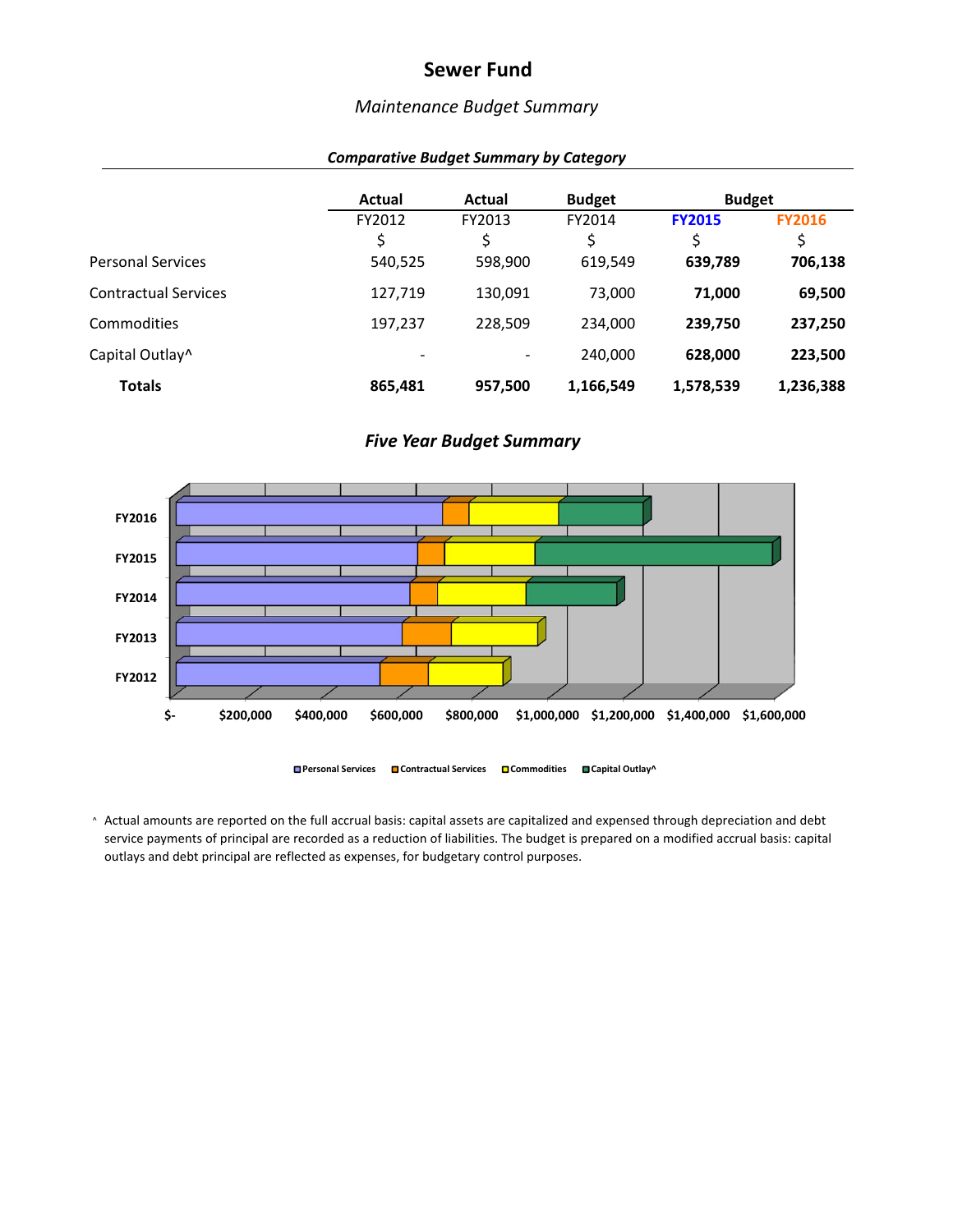# Sewer Fund

## *Maintenance Budget Summary*

### *Comparative Budget Summary by Category*

| | Actual | Actual | Budget | Budget | |
|---|---|---|---|---|---|
| | FY2012 | FY2013 | FY2014 | FY2015 | FY2016 |
| | $ | $ | $ | $ | $ |
| Personal Services | 540,525 | 598,900 | 619,549 | **639,789** | **706,138** |
| Contractual Services | 127,719 | 130,091 | 73,000 | **71,000** | **69,500** |
| Commodities | 197,237 | 228,509 | 234,000 | **239,750** | **237,250** |
| Capital Outlay^ | - | - | 240,000 | **628,000** | **223,500** |
| **Totals** | **865,481** | **957,500** | **1,166,549** | **1,578,539** | **1,236,388** |

### *Five Year Budget Summary*

| | Personal Services | Contractual Services | Commodities | Capital Outlay^ |
|---|---|---|---|---|
| FY2016 | 706,138 | 69,500 | 237,250 | 223,500 |
| FY2015 | 639,789 | 71,000 | 239,750 | 628,000 |
| FY2014 | 619,549 | 73,000 | 234,000 | 240,000 |
| FY2013 | 598,900 | 130,091 | 228,509 | - |
| FY2012 | 540,525 | 127,719 | 197,237 | - |

^ Actual amounts are reported on the full accrual basis: capital assets are capitalized and expensed through depreciation and debt service payments of principal are recorded as a reduction of liabilities. The budget is prepared on a modified accrual basis: capital outlays and debt principal are reflected as expenses, for budgetary control purposes.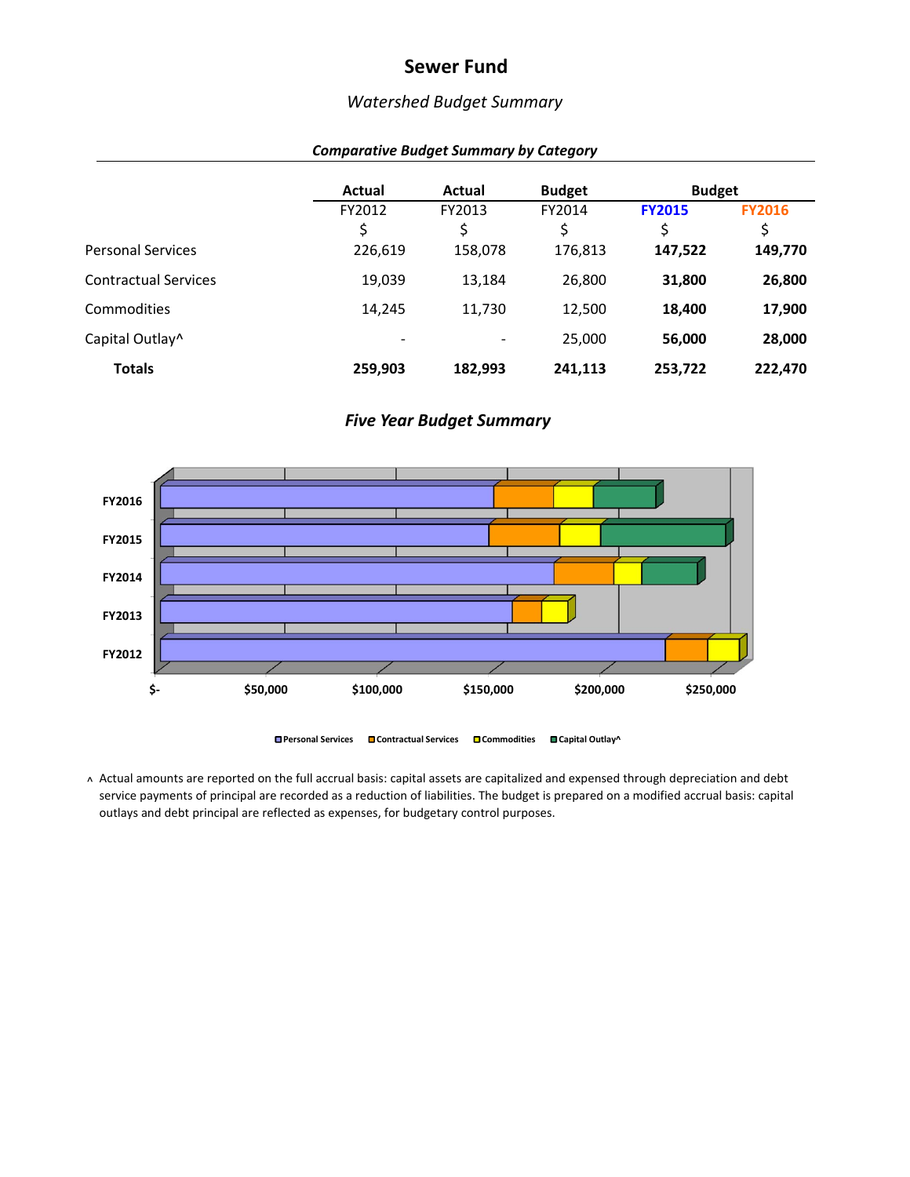# Sewer Fund

*Watershed Budget Summary*

***Comparative Budget Summary by Category***

| | Actual | Actual | Budget | Budget | |
|---|---|---|---|---|---|
| | FY2012 | FY2013 | FY2014 | FY2015 | FY2016 |
| | $ | $ | $ | $ | $ |
| Personal Services | 226,619 | 158,078 | 176,813 | **147,522** | **149,770** |
| Contractual Services | 19,039 | 13,184 | 26,800 | **31,800** | **26,800** |
| Commodities | 14,245 | 11,730 | 12,500 | **18,400** | **17,900** |
| Capital Outlay^ | - | - | 25,000 | **56,000** | **28,000** |
| **Totals** | **259,903** | **182,993** | **241,113** | **253,722** | **222,470** |

***Five Year Budget Summary***

FY2016
FY2015
FY2014
FY2013
FY2012

$- $50,000 $100,000 $150,000 $200,000 $250,000

Personal Services Contractual Services Commodities Capital Outlay^

^ Actual amounts are reported on the full accrual basis: capital assets are capitalized and expensed through depreciation and debt service payments of principal are recorded as a reduction of liabilities. The budget is prepared on a modified accrual basis: capital outlays and debt principal are reflected as expenses, for budgetary control purposes.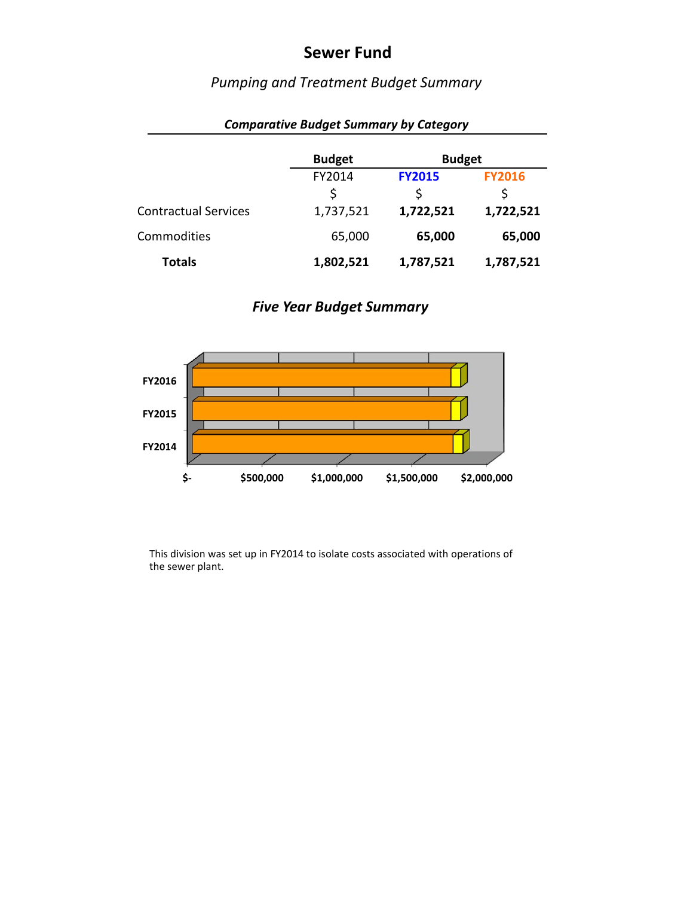# Sewer Fund

*Pumping and Treatment Budget Summary*

***Comparative Budget Summary by Category***

| | Budget | Budget | |
|---|---|---|---|
| | FY2014 | FY2015 | FY2016 |
| | $ | $ | $ |
| Contractual Services | 1,737,521 | **1,722,521** | **1,722,521** |
| Commodities | 65,000 | **65,000** | **65,000** |
| **Totals** | **1,802,521** | **1,787,521** | **1,787,521** |

## *Five Year Budget Summary*

This division was set up in FY2014 to isolate costs associated with operations of the sewer plant.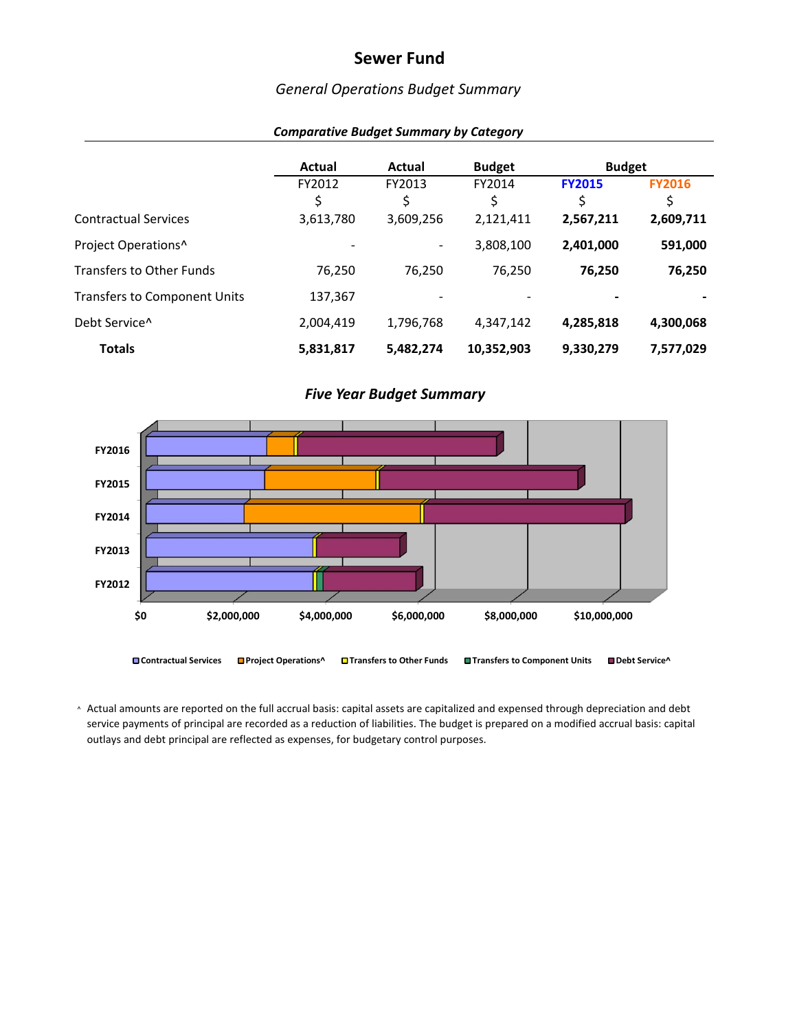# Sewer Fund

*General Operations Budget Summary*

***Comparative Budget Summary by Category***

| | Actual | Actual | Budget | Budget | |
|---|---|---|---|---|---|
| | FY2012 | FY2013 | FY2014 | **FY2015** | **FY2016** |
| | $ | $ | $ | $ | $ |
| Contractual Services | 3,613,780 | 3,609,256 | 2,121,411 | **2,567,211** | **2,609,711** |
| Project Operations^ | - | - | 3,808,100 | **2,401,000** | **591,000** |
| Transfers to Other Funds | 76,250 | 76,250 | 76,250 | **76,250** | **76,250** |
| Transfers to Component Units | 137,367 | - | - | **-** | **-** |
| Debt Service^ | 2,004,419 | 1,796,768 | 4,347,142 | **4,285,818** | **4,300,068** |
| **Totals** | **5,831,817** | **5,482,274** | **10,352,903** | **9,330,279** | **7,577,029** |

***Five Year Budget Summary***

FY2016
FY2015
FY2014
FY2013
FY2012

$0
$2,000,000
$4,000,000
$6,000,000
$8,000,000
$10,000,000

Contractual Services
Project Operations^
Transfers to Other Funds
Transfers to Component Units
Debt Service^

^ Actual amounts are reported on the full accrual basis: capital assets are capitalized and expensed through depreciation and debt service payments of principal are recorded as a reduction of liabilities. The budget is prepared on a modified accrual basis: capital outlays and debt principal are reflected as expenses, for budgetary control purposes.